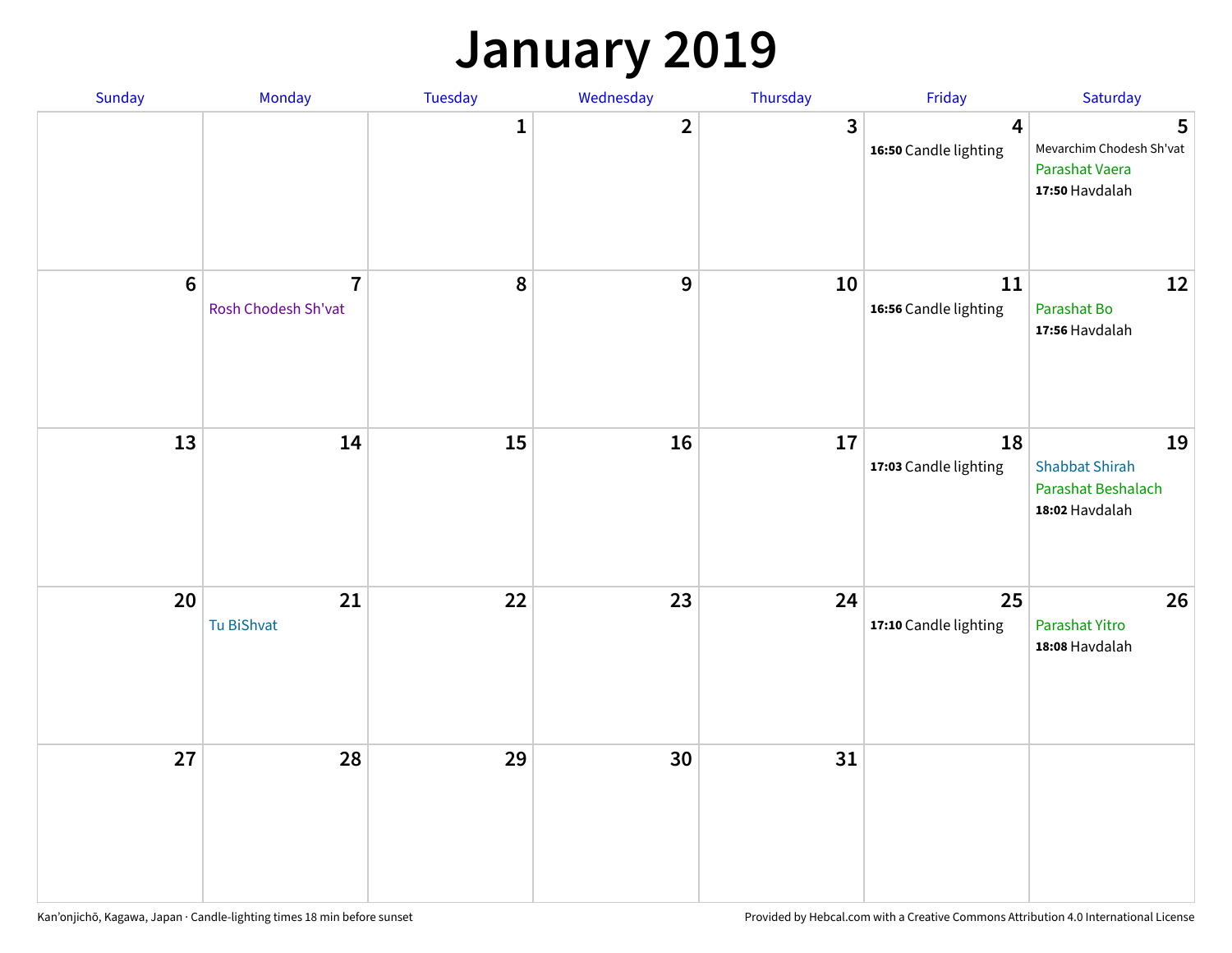# January 2019

| Sunday | Monday | Tuesday | Wednesday | Thursday | Friday | Saturday |
|---|---|---|---|---|---|---|
| | | 1 | 2 | 3 | 4<br>**16:50** Candle lighting | 5<br>Mevarchim Chodesh Sh'vat<br>Parashat Vaera<br>**17:50** Havdalah |
| 6 | 7<br>Rosh Chodesh Sh'vat | 8 | 9 | 10 | 11<br>**16:56** Candle lighting | 12<br>Parashat Bo<br>**17:56** Havdalah |
| 13 | 14 | 15 | 16 | 17 | 18<br>**17:03** Candle lighting | 19<br>Shabbat Shirah<br>Parashat Beshalach<br>**18:02** Havdalah |
| 20 | 21<br>Tu BiShvat | 22 | 23 | 24 | 25<br>**17:10** Candle lighting | 26<br>Parashat Yitro<br>**18:08** Havdalah |
| 27 | 28 | 29 | 30 | 31 | | |

Kan'onjichō, Kagawa, Japan · Candle-lighting times 18 min before sunset

Provided by Hebcal.com with a Creative Commons Attribution 4.0 International License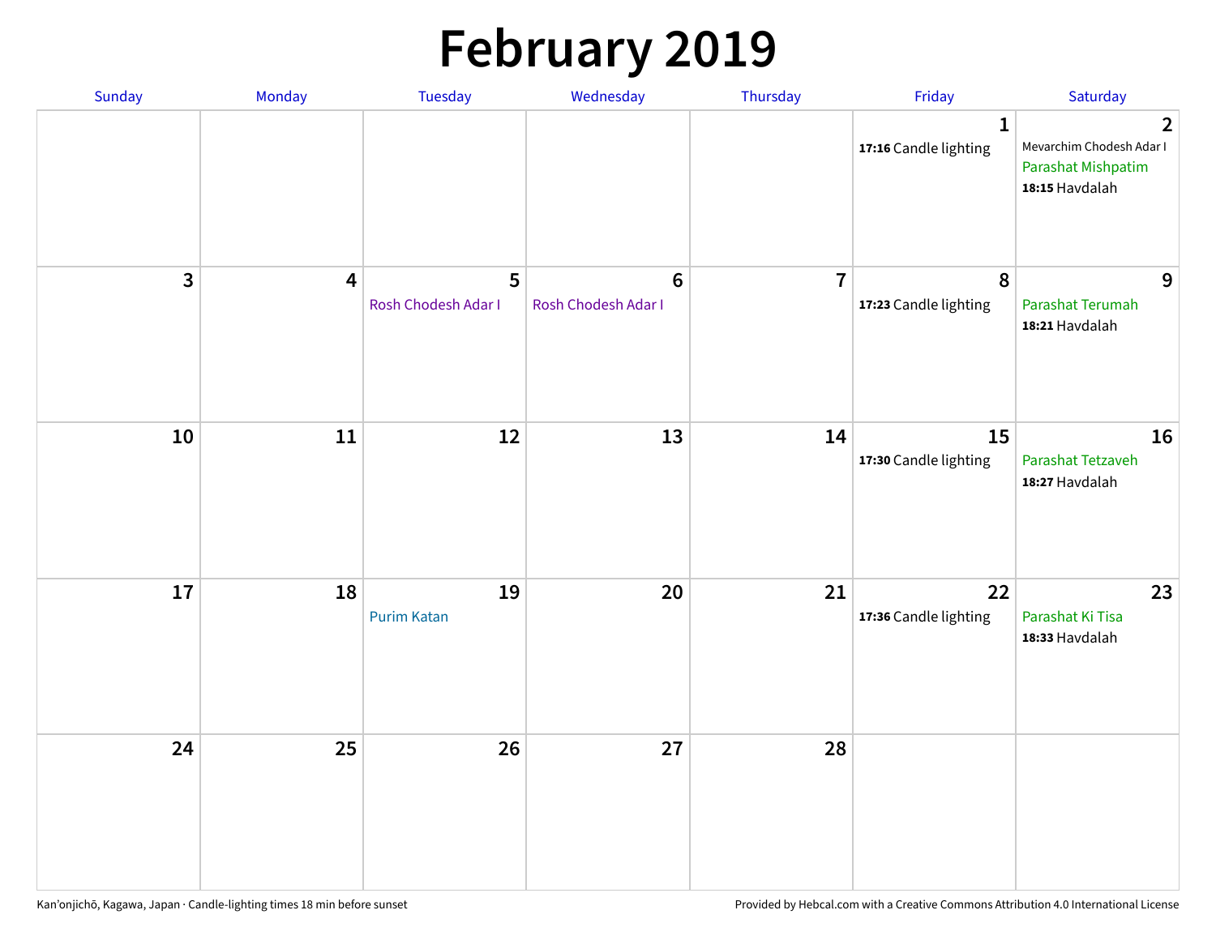# February 2019

| Sunday | Monday | Tuesday | Wednesday | Thursday | Friday | Saturday |
|---|---|---|---|---|---|---|
| | | | | | 1<br>**17:16** Candle lighting | 2<br>Mevarchim Chodesh Adar I<br>Parashat Mishpatim<br>**18:15** Havdalah |
| 3 | 4 | 5<br>Rosh Chodesh Adar I | 6<br>Rosh Chodesh Adar I | 7 | 8<br>**17:23** Candle lighting | 9<br>Parashat Terumah<br>**18:21** Havdalah |
| 10 | 11 | 12 | 13 | 14 | 15<br>**17:30** Candle lighting | 16<br>Parashat Tetzaveh<br>**18:27** Havdalah |
| 17 | 18 | 19<br>Purim Katan | 20 | 21 | 22<br>**17:36** Candle lighting | 23<br>Parashat Ki Tisa<br>**18:33** Havdalah |
| 24 | 25 | 26 | 27 | 28 | | |

Kan'onjichō, Kagawa, Japan · Candle-lighting times 18 min before sunset

Provided by Hebcal.com with a Creative Commons Attribution 4.0 International License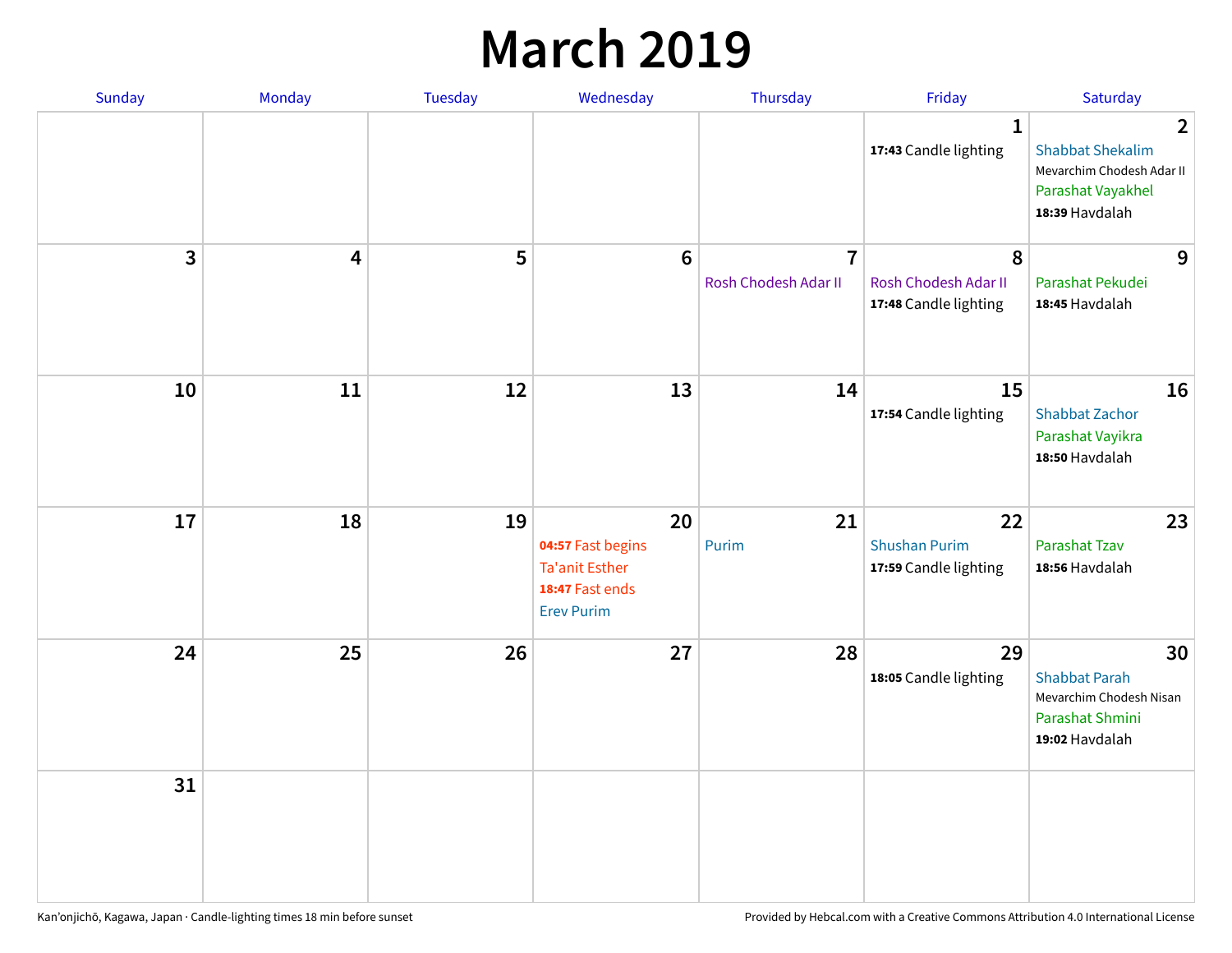# March 2019

| Sunday | Monday | Tuesday | Wednesday | Thursday | Friday | Saturday |
|---|---|---|---|---|---|---|
| | | | | | **1**<br>**17:43** Candle lighting | **2**<br>Shabbat Shekalim<br>Mevarchim Chodesh Adar II<br>Parashat Vayakhel<br>**18:39** Havdalah |
| **3** | **4** | **5** | **6** | **7**<br>Rosh Chodesh Adar II | **8**<br>Rosh Chodesh Adar II<br>**17:48** Candle lighting | **9**<br>Parashat Pekudei<br>**18:45** Havdalah |
| **10** | **11** | **12** | **13** | **14** | **15**<br>**17:54** Candle lighting | **16**<br>Shabbat Zachor<br>Parashat Vayikra<br>**18:50** Havdalah |
| **17** | **18** | **19** | **20**<br>**04:57** Fast begins<br>Ta'anit Esther<br>**18:47** Fast ends<br>Erev Purim | **21**<br>Purim | **22**<br>Shushan Purim<br>**17:59** Candle lighting | **23**<br>Parashat Tzav<br>**18:56** Havdalah |
| **24** | **25** | **26** | **27** | **28** | **29**<br>**18:05** Candle lighting | **30**<br>Shabbat Parah<br>Mevarchim Chodesh Nisan<br>Parashat Shmini<br>**19:02** Havdalah |
| **31** | | | | | | |

Kan'onjichō, Kagawa, Japan · Candle-lighting times 18 min before sunset

Provided by Hebcal.com with a Creative Commons Attribution 4.0 International License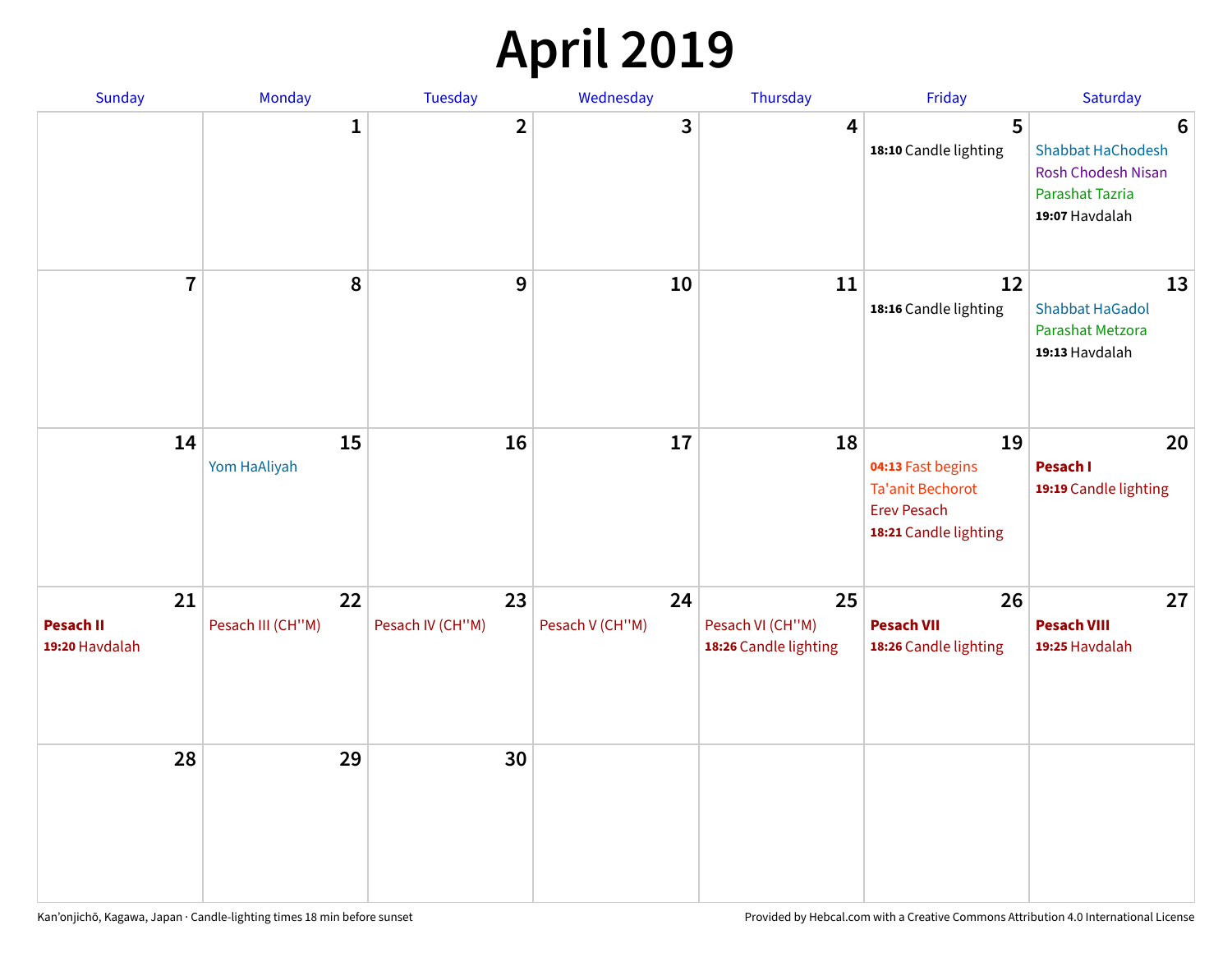# April 2019

| Sunday | Monday | Tuesday | Wednesday | Thursday | Friday | Saturday |
|---|---|---|---|---|---|---|
| | 1 | 2 | 3 | 4 | 5<br>**18:10** Candle lighting | 6<br>Shabbat HaChodesh<br>Rosh Chodesh Nisan<br>Parashat Tazria<br>**19:07** Havdalah |
| 7 | 8 | 9 | 10 | 11 | 12<br>**18:16** Candle lighting | 13<br>Shabbat HaGadol<br>Parashat Metzora<br>**19:13** Havdalah |
| 14 | 15<br>Yom HaAliyah | 16 | 17 | 18 | 19<br>**04:13** Fast begins<br>Ta'anit Bechorot<br>Erev Pesach<br>**18:21** Candle lighting | 20<br>**Pesach I**<br>**19:19** Candle lighting |
| 21<br>**Pesach II**<br>**19:20** Havdalah | 22<br>Pesach III (CH''M) | 23<br>Pesach IV (CH''M) | 24<br>Pesach V (CH''M) | 25<br>Pesach VI (CH''M)<br>**18:26** Candle lighting | 26<br>**Pesach VII**<br>**18:26** Candle lighting | 27<br>**Pesach VIII**<br>**19:25** Havdalah |
| 28 | 29 | 30 | | | | |

Kan'onjichō, Kagawa, Japan · Candle-lighting times 18 min before sunset

Provided by Hebcal.com with a Creative Commons Attribution 4.0 International License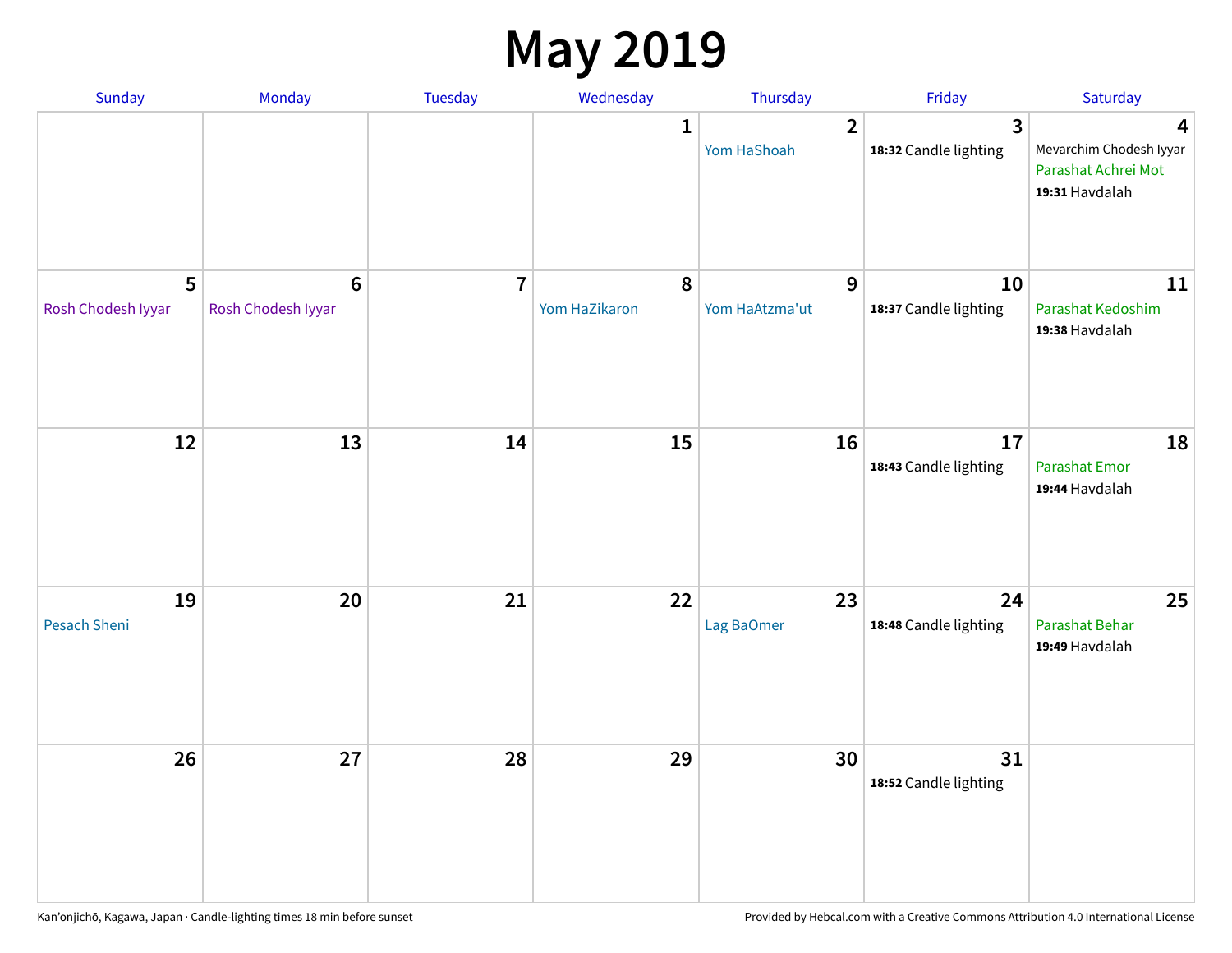# May 2019

| Sunday | Monday | Tuesday | Wednesday | Thursday | Friday | Saturday |
| --- | --- | --- | --- | --- | --- | --- |
| | | | 1 | 2<br>Yom HaShoah | 3<br>**18:32** Candle lighting | 4<br>Mevarchim Chodesh Iyyar<br>Parashat Achrei Mot<br>**19:31** Havdalah |
| 5<br>Rosh Chodesh Iyyar | 6<br>Rosh Chodesh Iyyar | 7 | 8<br>Yom HaZikaron | 9<br>Yom HaAtzma'ut | 10<br>**18:37** Candle lighting | 11<br>Parashat Kedoshim<br>**19:38** Havdalah |
| 12 | 13 | 14 | 15 | 16 | 17<br>**18:43** Candle lighting | 18<br>Parashat Emor<br>**19:44** Havdalah |
| 19<br>Pesach Sheni | 20 | 21 | 22 | 23<br>Lag BaOmer | 24<br>**18:48** Candle lighting | 25<br>Parashat Behar<br>**19:49** Havdalah |
| 26 | 27 | 28 | 29 | 30 | 31<br>**18:52** Candle lighting | |

Kan'onjichō, Kagawa, Japan · Candle-lighting times 18 min before sunset

Provided by Hebcal.com with a Creative Commons Attribution 4.0 International License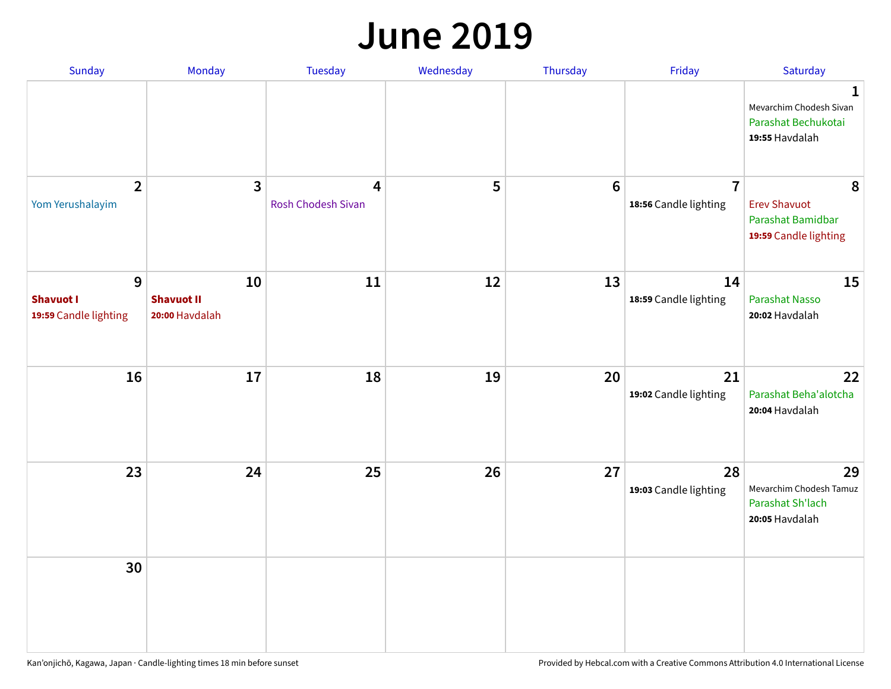# June 2019

| Sunday | Monday | Tuesday | Wednesday | Thursday | Friday | Saturday |
|---|---|---|---|---|---|---|
| | | | | | | **1** Mevarchim Chodesh Sivan Parashat Bechukotai **19:55** Havdalah |
| **2** Yom Yerushalayim | **3** | **4** Rosh Chodesh Sivan | **5** | **6** | **7** **18:56** Candle lighting | **8** Erev Shavuot Parashat Bamidbar **19:59** Candle lighting |
| **9** **Shavuot I** **19:59** Candle lighting | **10** **Shavuot II** **20:00** Havdalah | **11** | **12** | **13** | **14** **18:59** Candle lighting | **15** Parashat Nasso **20:02** Havdalah |
| **16** | **17** | **18** | **19** | **20** | **21** **19:02** Candle lighting | **22** Parashat Beha'alotcha **20:04** Havdalah |
| **23** | **24** | **25** | **26** | **27** | **28** **19:03** Candle lighting | **29** Mevarchim Chodesh Tamuz Parashat Sh'lach **20:05** Havdalah |
| **30** | | | | | | |

Kan'onjichō, Kagawa, Japan · Candle-lighting times 18 min before sunset

Provided by Hebcal.com with a Creative Commons Attribution 4.0 International License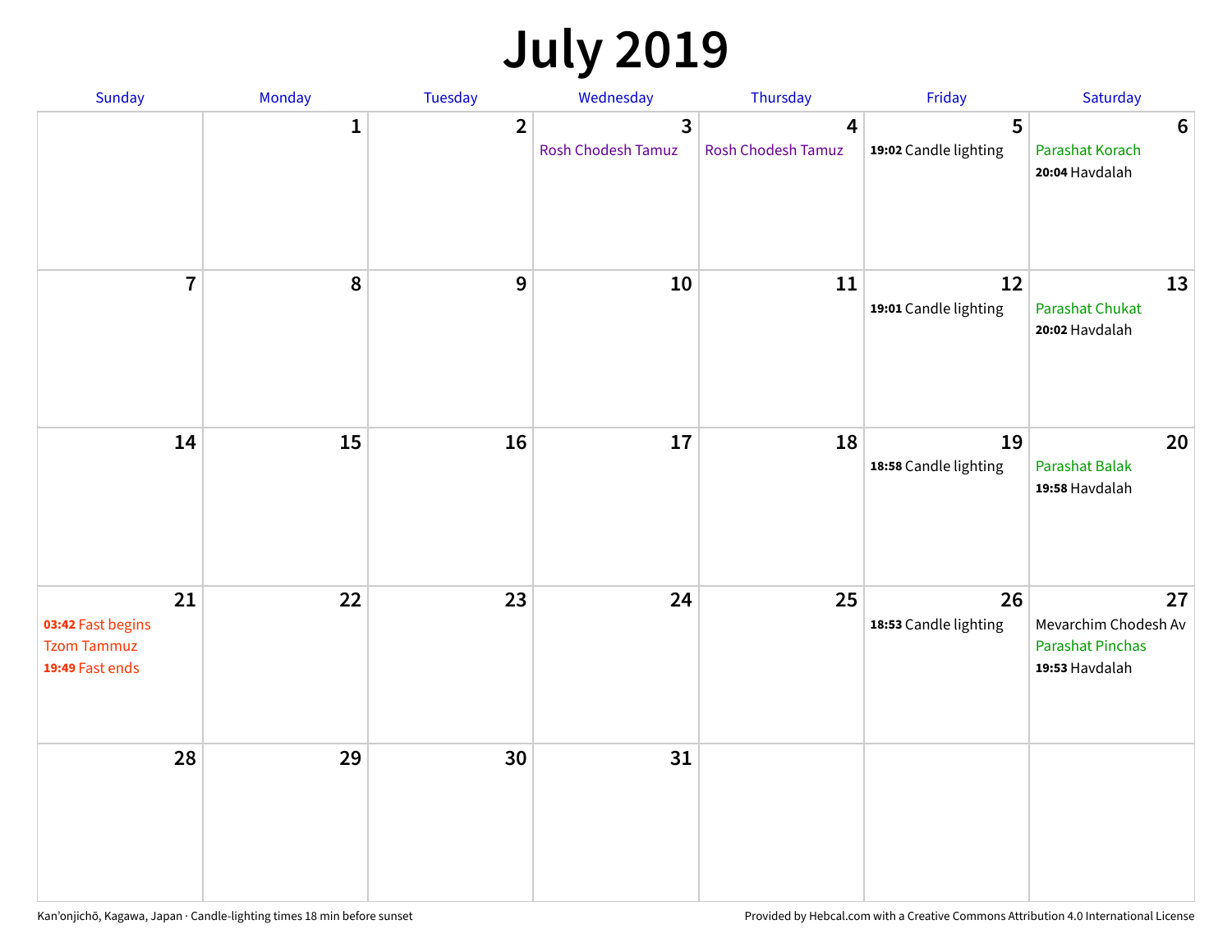# July 2019

| Sunday | Monday | Tuesday | Wednesday | Thursday | Friday | Saturday |
|---|---|---|---|---|---|---|
| | 1 | 2 | 3<br>Rosh Chodesh Tamuz | 4<br>Rosh Chodesh Tamuz | 5<br>**19:02** Candle lighting | 6<br>Parashat Korach<br>**20:04** Havdalah |
| 7 | 8 | 9 | 10 | 11 | 12<br>**19:01** Candle lighting | 13<br>Parashat Chukat<br>**20:02** Havdalah |
| 14 | 15 | 16 | 17 | 18 | 19<br>**18:58** Candle lighting | 20<br>Parashat Balak<br>**19:58** Havdalah |
| 21<br>**03:42** Fast begins<br>Tzom Tammuz<br>**19:49** Fast ends | 22 | 23 | 24 | 25 | 26<br>**18:53** Candle lighting | 27<br>Mevarchim Chodesh Av<br>Parashat Pinchas<br>**19:53** Havdalah |
| 28 | 29 | 30 | 31 | | | |

Kan'onjichō, Kagawa, Japan · Candle-lighting times 18 min before sunset

Provided by Hebcal.com with a Creative Commons Attribution 4.0 International License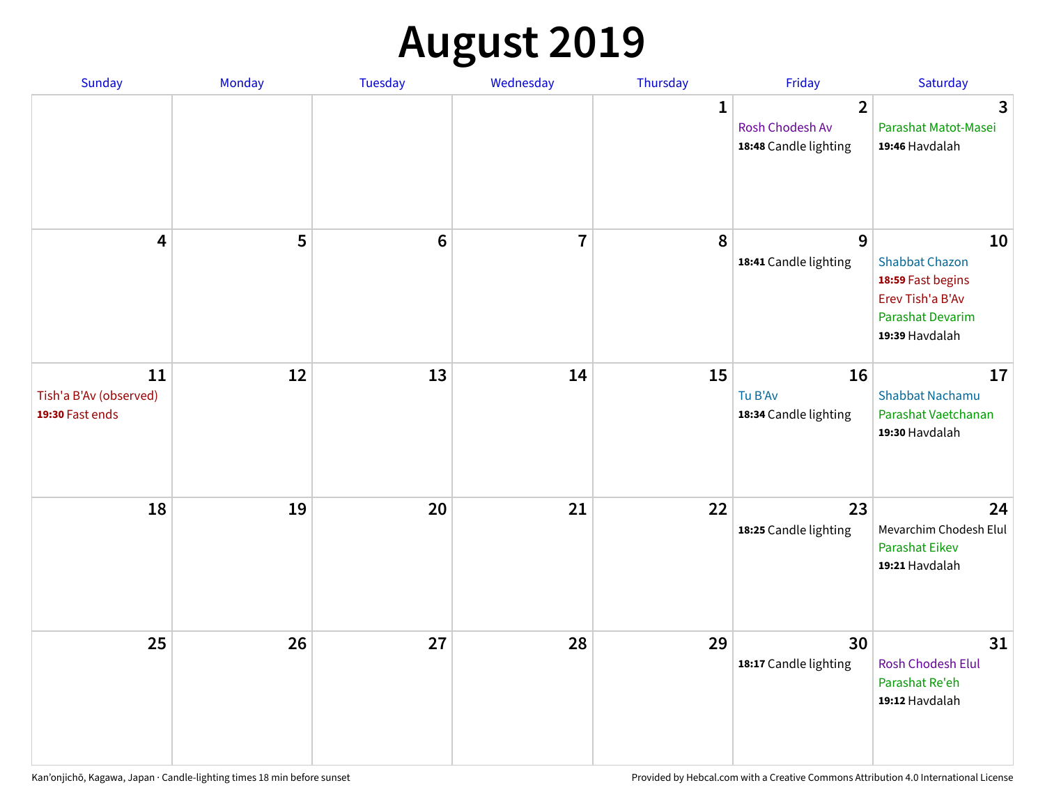# August 2019

| Sunday | Monday | Tuesday | Wednesday | Thursday | Friday | Saturday |
|---|---|---|---|---|---|---|
| | | | | 1 | 2<br>Rosh Chodesh Av<br>**18:48** Candle lighting | 3<br>Parashat Matot-Masei<br>**19:46** Havdalah |
| 4 | 5 | 6 | 7 | 8 | 9<br>**18:41** Candle lighting | 10<br>Shabbat Chazon<br>**18:59** Fast begins<br>Erev Tish'a B'Av<br>Parashat Devarim<br>**19:39** Havdalah |
| 11<br>Tish'a B'Av (observed)<br>**19:30** Fast ends | 12 | 13 | 14 | 15 | 16<br>Tu B'Av<br>**18:34** Candle lighting | 17<br>Shabbat Nachamu<br>Parashat Vaetchanan<br>**19:30** Havdalah |
| 18 | 19 | 20 | 21 | 22 | 23<br>**18:25** Candle lighting | 24<br>Mevarchim Chodesh Elul<br>Parashat Eikev<br>**19:21** Havdalah |
| 25 | 26 | 27 | 28 | 29 | 30<br>**18:17** Candle lighting | 31<br>Rosh Chodesh Elul<br>Parashat Re'eh<br>**19:12** Havdalah |

Kan’onjichō, Kagawa, Japan · Candle-lighting times 18 min before sunset

Provided by Hebcal.com with a Creative Commons Attribution 4.0 International License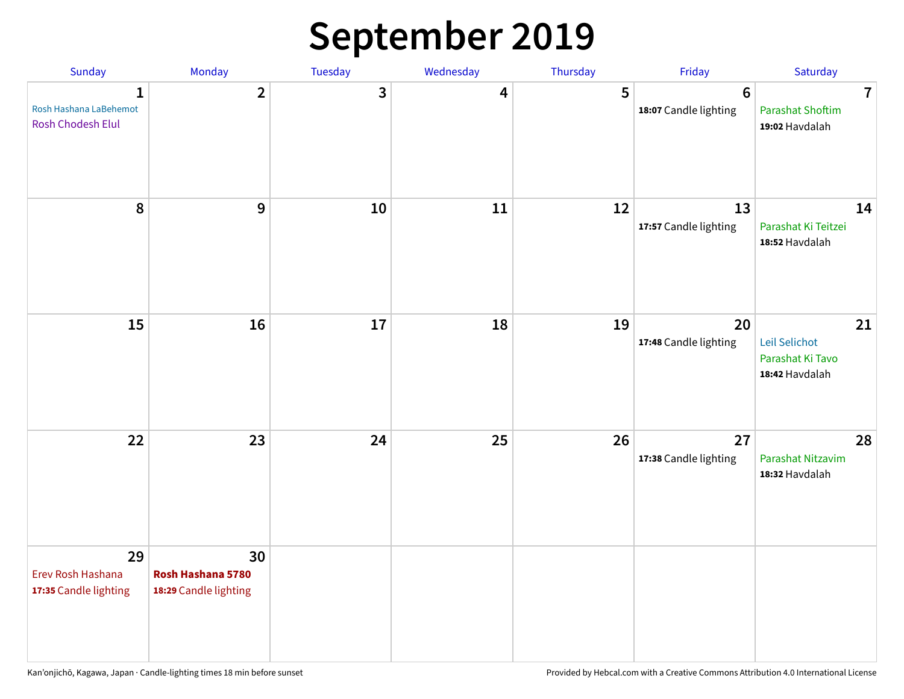# September 2019

| Sunday | Monday | Tuesday | Wednesday | Thursday | Friday | Saturday |
|---|---|---|---|---|---|---|
| **1**<br>Rosh Hashana LaBehemot<br>Rosh Chodesh Elul | **2** | **3** | **4** | **5** | **6**<br>**18:07** Candle lighting | **7**<br>Parashat Shoftim<br>**19:02** Havdalah |
| **8** | **9** | **10** | **11** | **12** | **13**<br>**17:57** Candle lighting | **14**<br>Parashat Ki Teitzei<br>**18:52** Havdalah |
| **15** | **16** | **17** | **18** | **19** | **20**<br>**17:48** Candle lighting | **21**<br>Leil Selichot<br>Parashat Ki Tavo<br>**18:42** Havdalah |
| **22** | **23** | **24** | **25** | **26** | **27**<br>**17:38** Candle lighting | **28**<br>Parashat Nitzavim<br>**18:32** Havdalah |
| **29**<br>Erev Rosh Hashana<br>**17:35** Candle lighting | **30**<br>**Rosh Hashana 5780**<br>**18:29** Candle lighting | | | | | |

Kan'onjichō, Kagawa, Japan · Candle-lighting times 18 min before sunset

Provided by Hebcal.com with a Creative Commons Attribution 4.0 International License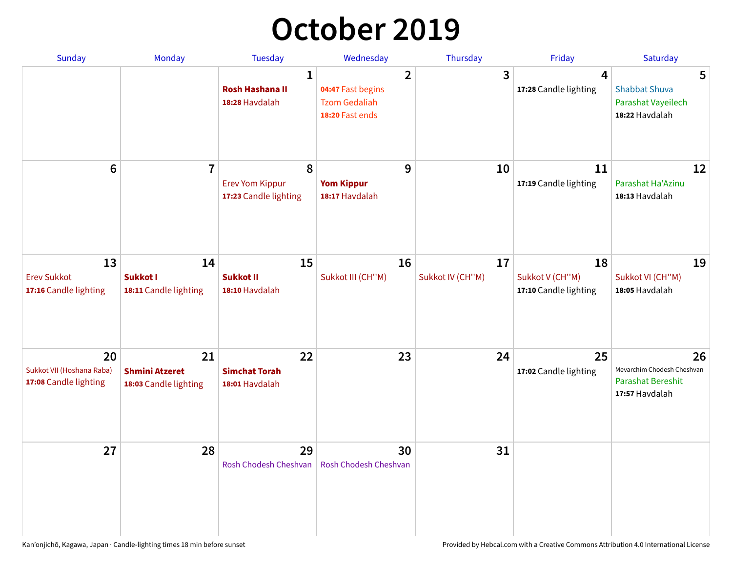# October 2019

| Sunday | Monday | Tuesday | Wednesday | Thursday | Friday | Saturday |
|---|---|---|---|---|---|---|
| | | **1**<br>**Rosh Hashana II**<br>**18:28** Havdalah | **2**<br>**04:47** Fast begins<br>Tzom Gedaliah<br>**18:20** Fast ends | **3** | **4**<br>**17:28** Candle lighting | **5**<br>Shabbat Shuva<br>Parashat Vayeilech<br>**18:22** Havdalah |
| **6** | **7** | **8**<br>Erev Yom Kippur<br>**17:23** Candle lighting | **9**<br>**Yom Kippur**<br>**18:17** Havdalah | **10** | **11**<br>**17:19** Candle lighting | **12**<br>Parashat Ha'Azinu<br>**18:13** Havdalah |
| **13**<br>Erev Sukkot<br>**17:16** Candle lighting | **14**<br>**Sukkot I**<br>**18:11** Candle lighting | **15**<br>**Sukkot II**<br>**18:10** Havdalah | **16**<br>Sukkot III (CH''M) | **17**<br>Sukkot IV (CH''M) | **18**<br>Sukkot V (CH''M)<br>**17:10** Candle lighting | **19**<br>Sukkot VI (CH''M)<br>**18:05** Havdalah |
| **20**<br>Sukkot VII (Hoshana Raba)<br>**17:08** Candle lighting | **21**<br>**Shmini Atzeret**<br>**18:03** Candle lighting | **22**<br>**Simchat Torah**<br>**18:01** Havdalah | **23** | **24** | **25**<br>**17:02** Candle lighting | **26**<br>Mevarchim Chodesh Cheshvan<br>Parashat Bereshit<br>**17:57** Havdalah |
| **27** | **28** | **29**<br>Rosh Chodesh Cheshvan | **30**<br>Rosh Chodesh Cheshvan | **31** | | |

Kan'onjichō, Kagawa, Japan · Candle-lighting times 18 min before sunset

Provided by Hebcal.com with a Creative Commons Attribution 4.0 International License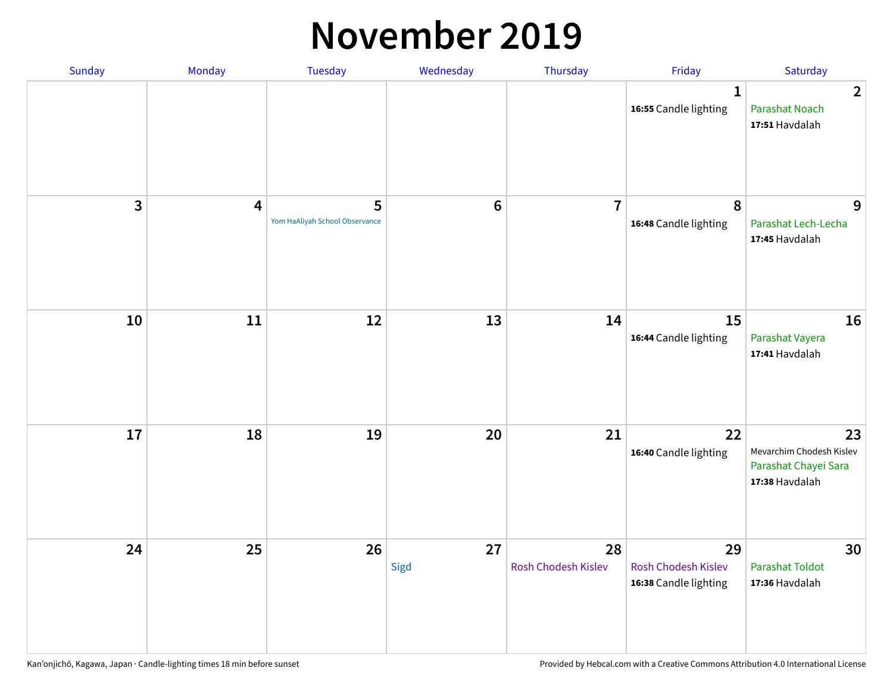# November 2019

| Sunday | Monday | Tuesday | Wednesday | Thursday | Friday | Saturday |
|---|---|---|---|---|---|---|
| | | | | | 1<br>**16:55** Candle lighting | 2<br>Parashat Noach<br>**17:51** Havdalah |
| 3 | 4 | 5<br>Yom HaAliyah School Observance | 6 | 7 | 8<br>**16:48** Candle lighting | 9<br>Parashat Lech-Lecha<br>**17:45** Havdalah |
| 10 | 11 | 12 | 13 | 14 | 15<br>**16:44** Candle lighting | 16<br>Parashat Vayera<br>**17:41** Havdalah |
| 17 | 18 | 19 | 20 | 21 | 22<br>**16:40** Candle lighting | 23<br>Mevarchim Chodesh Kislev<br>Parashat Chayei Sara<br>**17:38** Havdalah |
| 24 | 25 | 26 | 27<br>Sigd | 28<br>Rosh Chodesh Kislev | 29<br>Rosh Chodesh Kislev<br>**16:38** Candle lighting | 30<br>Parashat Toldot<br>**17:36** Havdalah |

Kan’onjichō, Kagawa, Japan · Candle-lighting times 18 min before sunset

Provided by Hebcal.com with a Creative Commons Attribution 4.0 International License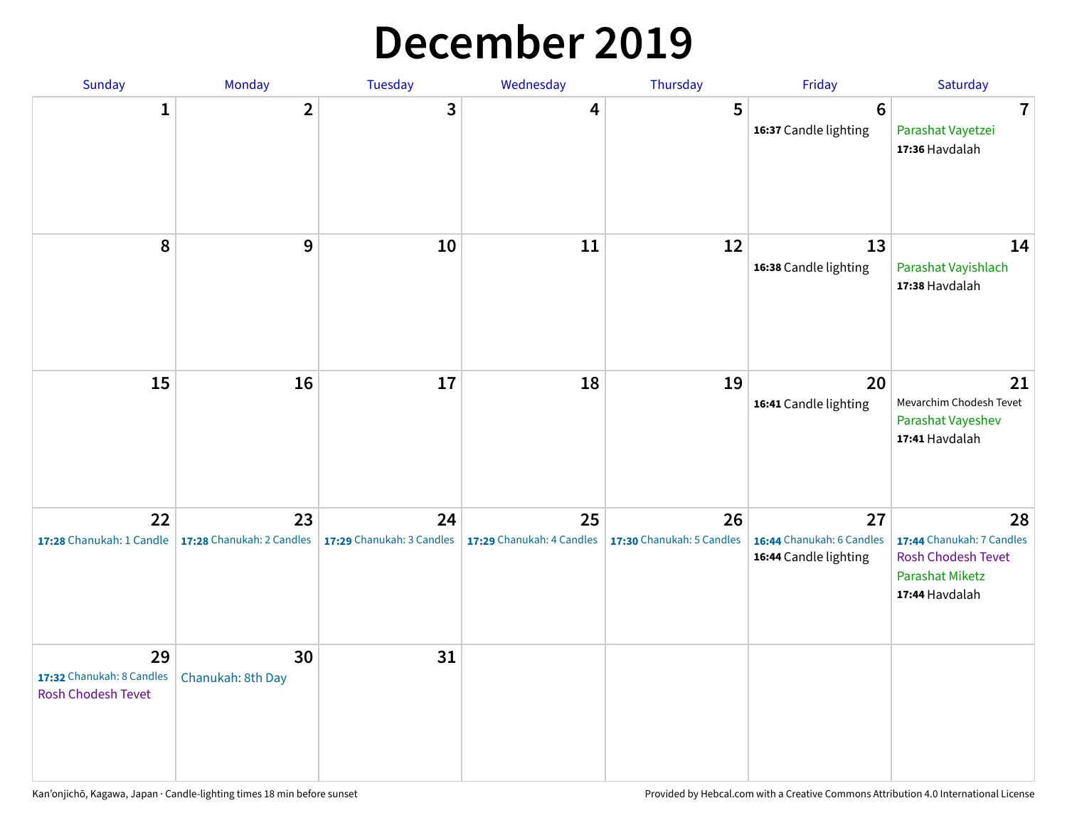# December 2019

| Sunday | Monday | Tuesday | Wednesday | Thursday | Friday | Saturday |
|---|---|---|---|---|---|---|
| 1 | 2 | 3 | 4 | 5 | 6<br>**16:37** Candle lighting | 7<br>Parashat Vayetzei<br>**17:36** Havdalah |
| 8 | 9 | 10 | 11 | 12 | 13<br>**16:38** Candle lighting | 14<br>Parashat Vayishlach<br>**17:38** Havdalah |
| 15 | 16 | 17 | 18 | 19 | 20<br>**16:41** Candle lighting | 21<br>Mevarchim Chodesh Tevet<br>Parashat Vayeshev<br>**17:41** Havdalah |
| 22<br>**17:28** Chanukah: 1 Candle | 23<br>**17:28** Chanukah: 2 Candles | 24<br>**17:29** Chanukah: 3 Candles | 25<br>**17:29** Chanukah: 4 Candles | 26<br>**17:30** Chanukah: 5 Candles | 27<br>**16:44** Chanukah: 6 Candles<br>**16:44** Candle lighting | 28<br>**17:44** Chanukah: 7 Candles<br>Rosh Chodesh Tevet<br>Parashat Miketz<br>**17:44** Havdalah |
| 29<br>**17:32** Chanukah: 8 Candles<br>Rosh Chodesh Tevet | 30<br>Chanukah: 8th Day | 31 | | | | |

Kan'onjichō, Kagawa, Japan · Candle-lighting times 18 min before sunset

Provided by Hebcal.com with a Creative Commons Attribution 4.0 International License